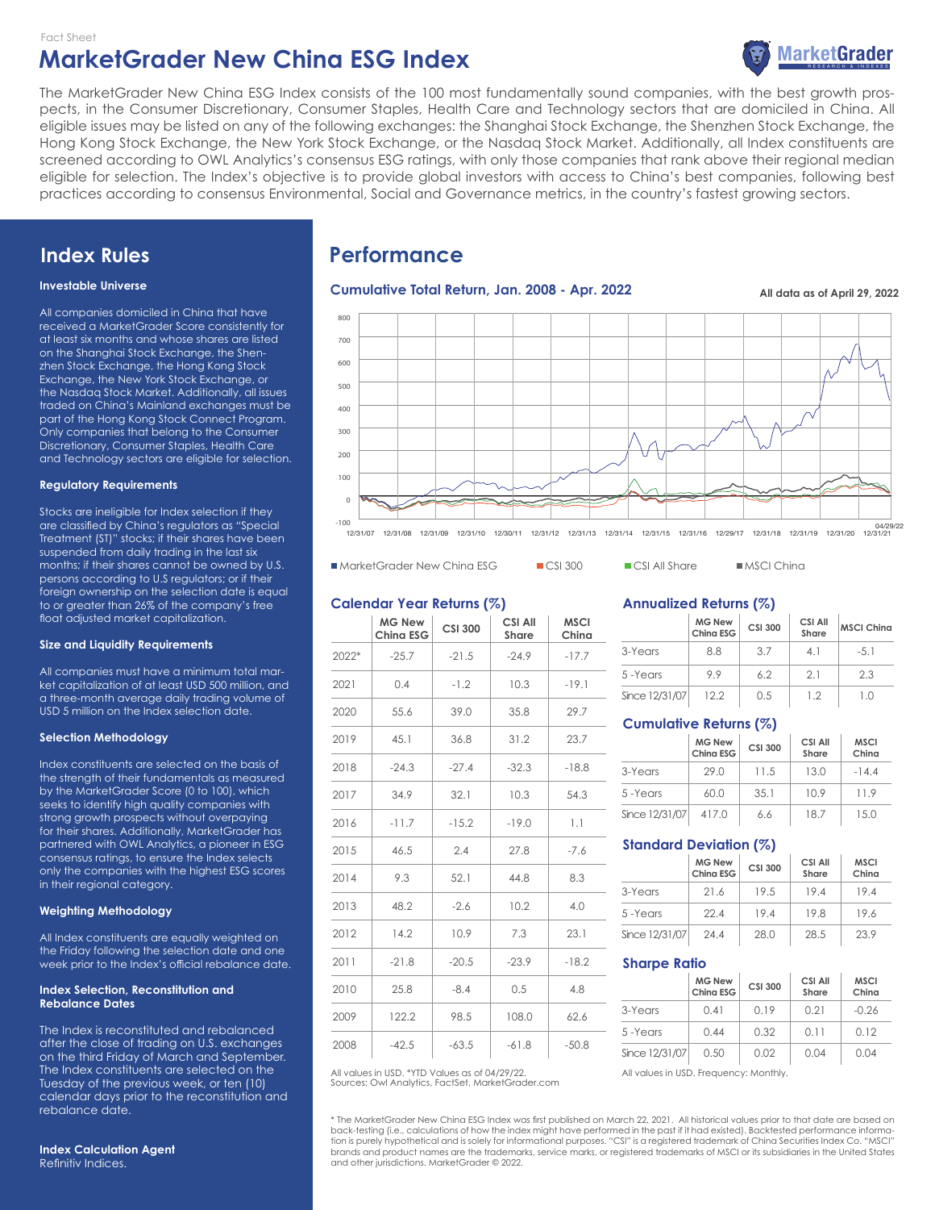Fact Sheet

# MarketGrader New China ESG Index

The MarketGrader New China ESG Index consists of the 100 most fundamentally sound companies, with the best growth prospects, in the Consumer Discretionary, Consumer Staples, Health Care and Technology sectors that are domiciled in China. All eligible issues may be listed on any of the following exchanges: the Shanghai Stock Exchange, the Shenzhen Stock Exchange, the Hong Kong Stock Exchange, the New York Stock Exchange, or the Nasdaq Stock Market. Additionally, all Index constituents are screened according to OWL Analytics's consensus ESG ratings, with only those companies that rank above their regional median eligible for selection. The Index's objective is to provide global investors with access to China's best companies, following best practices according to consensus Environmental, Social and Governance metrics, in the country's fastest growing sectors.

## Index Rules

**Investable Universe**

All companies domiciled in China that have received a MarketGrader Score consistently for at least six months and whose shares are listed on the Shanghai Stock Exchange, the Shenzhen Stock Exchange, the Hong Kong Stock Exchange, the New York Stock Exchange, or the Nasdaq Stock Market. Additionally, all issues traded on China's Mainland exchanges must be part of the Hong Kong Stock Connect Program. Only companies that belong to the Consumer Discretionary, Consumer Staples, Health Care and Technology sectors are eligible for selection.

**Regulatory Requirements**

Stocks are ineligible for Index selection if they are classified by China's regulators as "Special Treatment (ST)" stocks; if their shares have been suspended from daily trading in the last six months; if their shares cannot be owned by U.S. persons according to U.S regulators; or if their foreign ownership on the selection date is equal to or greater than 26% of the company's free float adjusted market capitalization.

**Size and Liquidity Requirements**

All companies must have a minimum total market capitalization of at least USD 500 million, and a three-month average daily trading volume of USD 5 million on the Index selection date.

**Selection Methodology**

Index constituents are selected on the basis of the strength of their fundamentals as measured by the MarketGrader Score (0 to 100), which seeks to identify high quality companies with strong growth prospects without overpaying for their shares. Additionally, MarketGrader has partnered with OWL Analytics, a pioneer in ESG consensus ratings, to ensure the Index selects only the companies with the highest ESG scores in their regional category.

**Weighting Methodology**

All Index constituents are equally weighted on the Friday following the selection date and one week prior to the Index's official rebalance date.

**Index Selection, Reconstitution and Rebalance Dates**

The Index is reconstituted and rebalanced after the close of trading on U.S. exchanges on the third Friday of March and September. The Index constituents are selected on the Tuesday of the previous week, or ten (10) calendar days prior to the reconstitution and rebalance date.

**Index Calculation Agent**
Refinitiv Indices.

## Performance

### Cumulative Total Return, Jan. 2008 - Apr. 2022

All data as of April 29, 2022

■ MarketGrader New China ESG ■ CSI 300 ■ CSI All Share ■ MSCI China

### Calendar Year Returns (%)

| | MG New China ESG | CSI 300 | CSI All Share | MSCI China |
|---|---|---|---|---|
| 2022* | -25.7 | -21.5 | -24.9 | -17.7 |
| 2021 | 0.4 | -1.2 | 10.3 | -19.1 |
| 2020 | 55.6 | 39.0 | 35.8 | 29.7 |
| 2019 | 45.1 | 36.8 | 31.2 | 23.7 |
| 2018 | -24.3 | -27.4 | -32.3 | -18.8 |
| 2017 | 34.9 | 32.1 | 10.3 | 54.3 |
| 2016 | -11.7 | -15.2 | -19.0 | 1.1 |
| 2015 | 46.5 | 2.4 | 27.8 | -7.6 |
| 2014 | 9.3 | 52.1 | 44.8 | 8.3 |
| 2013 | 48.2 | -2.6 | 10.2 | 4.0 |
| 2012 | 14.2 | 10.9 | 7.3 | 23.1 |
| 2011 | -21.8 | -20.5 | -23.9 | -18.2 |
| 2010 | 25.8 | -8.4 | 0.5 | 4.8 |
| 2009 | 122.2 | 98.5 | 108.0 | 62.6 |
| 2008 | -42.5 | -63.5 | -61.8 | -50.8 |

All values in USD. *YTD Values as of 04/29/22.
Sources: Owl Analytics, FactSet, MarketGrader.com

### Annualized Returns (%)

| | MG New China ESG | CSI 300 | CSI All Share | MSCI China |
|---|---|---|---|---|
| 3-Years | 8.8 | 3.7 | 4.1 | -5.1 |
| 5 -Years | 9.9 | 6.2 | 2.1 | 2.3 |
| Since 12/31/07 | 12.2 | 0.5 | 1.2 | 1.0 |

### Cumulative Returns (%)

| | MG New China ESG | CSI 300 | CSI All Share | MSCI China |
|---|---|---|---|---|
| 3-Years | 29.0 | 11.5 | 13.0 | -14.4 |
| 5 -Years | 60.0 | 35.1 | 10.9 | 11.9 |
| Since 12/31/07 | 417.0 | 6.6 | 18.7 | 15.0 |

### Standard Deviation (%)

| | MG New China ESG | CSI 300 | CSI All Share | MSCI China |
|---|---|---|---|---|
| 3-Years | 21.6 | 19.5 | 19.4 | 19.4 |
| 5 -Years | 22.4 | 19.4 | 19.8 | 19.6 |
| Since 12/31/07 | 24.4 | 28.0 | 28.5 | 23.9 |

### Sharpe Ratio

| | MG New China ESG | CSI 300 | CSI All Share | MSCI China |
|---|---|---|---|---|
| 3-Years | 0.41 | 0.19 | 0.21 | -0.26 |
| 5 -Years | 0.44 | 0.32 | 0.11 | 0.12 |
| Since 12/31/07 | 0.50 | 0.02 | 0.04 | 0.04 |

All values in USD. Frequency: Monthly.

\* The MarketGrader New China ESG Index was first published on March 22, 2021. All historical values prior to that date are based on back-testing (i.e., calculations of how the index might have performed in the past if it had existed). Backtested performance information is purely hypothetical and is solely for informational purposes. "CSI" is a registered trademark of China Securities Index Co. "MSCI" brands and product names are the trademarks, service marks, or registered trademarks of MSCI or its subsidiaries in the United States and other jurisdictions. MarketGrader © 2022.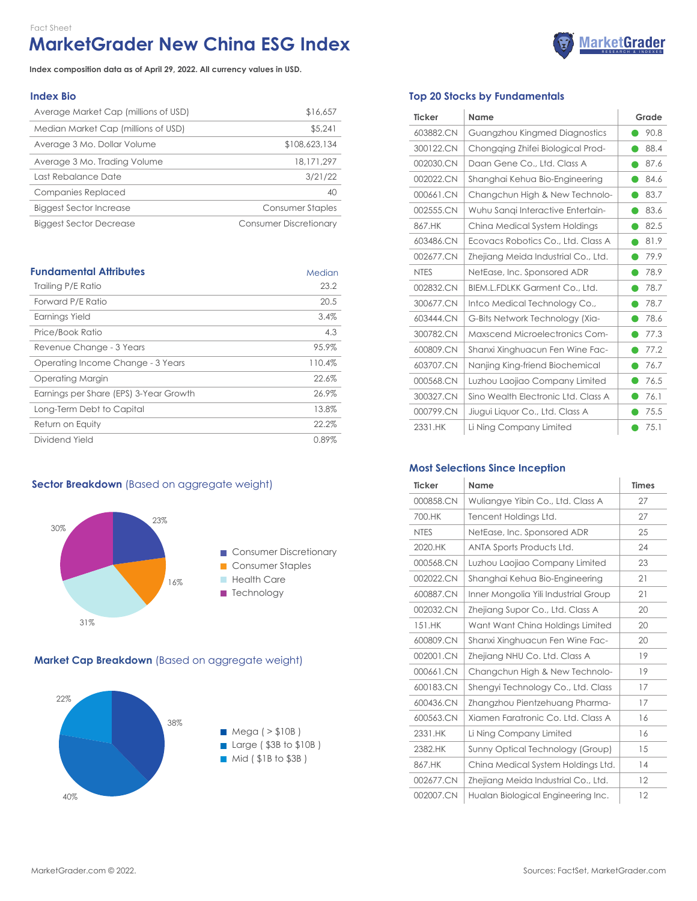Fact Sheet

# MarketGrader New China ESG Index

**Index composition data as of April 29, 2022. All currency values in USD.**

## Index Bio

| | |
|---|---|
| Average Market Cap (millions of USD) | $16,657 |
| Median Market Cap (millions of USD) | $5,241 |
| Average 3 Mo. Dollar Volume | $108,623,134 |
| Average 3 Mo. Trading Volume | 18,171,297 |
| Last Rebalance Date | 3/21/22 |
| Companies Replaced | 40 |
| Biggest Sector Increase | Consumer Staples |
| Biggest Sector Decrease | Consumer Discretionary |

## Fundamental Attributes

| | Median |
|---|---|
| Trailing P/E Ratio | 23.2 |
| Forward P/E Ratio | 20.5 |
| Earnings Yield | 3.4% |
| Price/Book Ratio | 4.3 |
| Revenue Change - 3 Years | 95.9% |
| Operating Income Change - 3 Years | 110.4% |
| Operating Margin | 22.6% |
| Earnings per Share (EPS) 3-Year Growth | 26.9% |
| Long-Term Debt to Capital | 13.8% |
| Return on Equity | 22.2% |
| Dividend Yield | 0.89% |

## Sector Breakdown (Based on aggregate weight)

23%
16%
31%
30%

Consumer Discretionary
Consumer Staples
Health Care
Technology

## Market Cap Breakdown (Based on aggregate weight)

38%
40%
22%

Mega ( > $10B )
Large ( $3B to $10B )
Mid ( $1B to $3B )

## Top 20 Stocks by Fundamentals

| Ticker | Name | Grade |
|---|---|---|
| 603882.CN | Guangzhou Kingmed Diagnostics | 90.8 |
| 300122.CN | Chongqing Zhifei Biological Prod- | 88.4 |
| 002030.CN | Daan Gene Co., Ltd. Class A | 87.6 |
| 002022.CN | Shanghai Kehua Bio-Engineering | 84.6 |
| 000661.CN | Changchun High & New Technolo- | 83.7 |
| 002555.CN | Wuhu Sanqi Interactive Entertain- | 83.6 |
| 867.HK | China Medical System Holdings | 82.5 |
| 603486.CN | Ecovacs Robotics Co., Ltd. Class A | 81.9 |
| 002677.CN | Zhejiang Meida Industrial Co., Ltd. | 79.9 |
| NTES | NetEase, Inc. Sponsored ADR | 78.9 |
| 002832.CN | BIEM.L.FDLKK Garment Co., Ltd. | 78.7 |
| 300677.CN | Intco Medical Technology Co., | 78.7 |
| 603444.CN | G-Bits Network Technology (Xia- | 78.6 |
| 300782.CN | Maxscend Microelectronics Com- | 77.3 |
| 600809.CN | Shanxi Xinghuacun Fen Wine Fac- | 77.2 |
| 603707.CN | Nanjing King-friend Biochemical | 76.7 |
| 000568.CN | Luzhou Laojiao Company Limited | 76.5 |
| 300327.CN | Sino Wealth Electronic Ltd. Class A | 76.1 |
| 000799.CN | Jiugui Liquor Co., Ltd. Class A | 75.5 |
| 2331.HK | Li Ning Company Limited | 75.1 |

## Most Selections Since Inception

| Ticker | Name | Times |
|---|---|---|
| 000858.CN | Wuliangye Yibin Co., Ltd. Class A | 27 |
| 700.HK | Tencent Holdings Ltd. | 27 |
| NTES | NetEase, Inc. Sponsored ADR | 25 |
| 2020.HK | ANTA Sports Products Ltd. | 24 |
| 000568.CN | Luzhou Laojiao Company Limited | 23 |
| 002022.CN | Shanghai Kehua Bio-Engineering | 21 |
| 600887.CN | Inner Mongolia Yili Industrial Group | 21 |
| 002032.CN | Zhejiang Supor Co., Ltd. Class A | 20 |
| 151.HK | Want Want China Holdings Limited | 20 |
| 600809.CN | Shanxi Xinghuacun Fen Wine Fac- | 20 |
| 002001.CN | Zhejiang NHU Co. Ltd. Class A | 19 |
| 000661.CN | Changchun High & New Technolo- | 19 |
| 600183.CN | Shengyi Technology Co., Ltd. Class | 17 |
| 600436.CN | Zhangzhou Pientzehuang Pharma- | 17 |
| 600563.CN | Xiamen Faratronic Co. Ltd. Class A | 16 |
| 2331.HK | Li Ning Company Limited | 16 |
| 2382.HK | Sunny Optical Technology (Group) | 15 |
| 867.HK | China Medical System Holdings Ltd. | 14 |
| 002677.CN | Zhejiang Meida Industrial Co., Ltd. | 12 |
| 002007.CN | Hualan Biological Engineering Inc. | 12 |

MarketGrader.com © 2022.

Sources: FactSet, MarketGrader.com